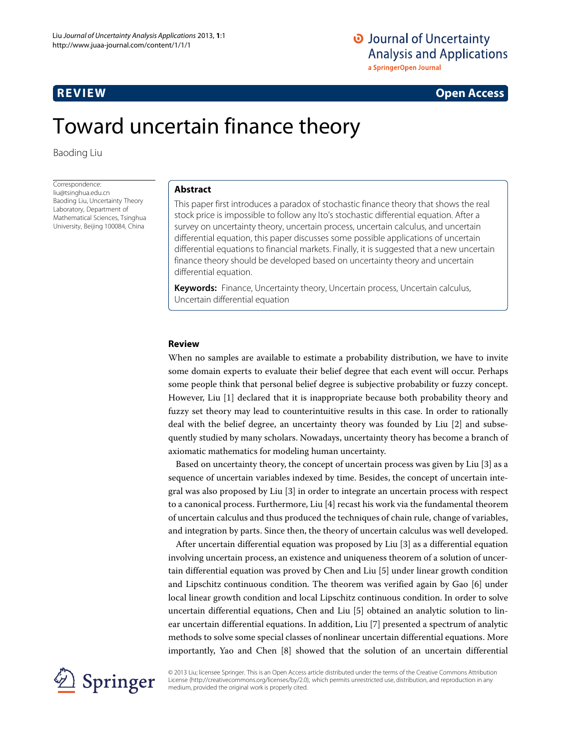REVIEW

Open Access

# Toward uncertain finance theory

Baoding Liu

Correspondence: liu@tsinghua.edu.cn
Baoding Liu, Uncertainty Theory Laboratory, Department of Mathematical Sciences, Tsinghua University, Beijing 100084, China

## Abstract

This paper first introduces a paradox of stochastic finance theory that shows the real stock price is impossible to follow any Ito's stochastic differential equation. After a survey on uncertainty theory, uncertain process, uncertain calculus, and uncertain differential equation, this paper discusses some possible applications of uncertain differential equations to financial markets. Finally, it is suggested that a new uncertain finance theory should be developed based on uncertainty theory and uncertain differential equation.

**Keywords:** Finance, Uncertainty theory, Uncertain process, Uncertain calculus, Uncertain differential equation

## Review

When no samples are available to estimate a probability distribution, we have to invite some domain experts to evaluate their belief degree that each event will occur. Perhaps some people think that personal belief degree is subjective probability or fuzzy concept. However, Liu [1] declared that it is inappropriate because both probability theory and fuzzy set theory may lead to counterintuitive results in this case. In order to rationally deal with the belief degree, an uncertainty theory was founded by Liu [2] and subsequently studied by many scholars. Nowadays, uncertainty theory has become a branch of axiomatic mathematics for modeling human uncertainty.

Based on uncertainty theory, the concept of uncertain process was given by Liu [3] as a sequence of uncertain variables indexed by time. Besides, the concept of uncertain integral was also proposed by Liu [3] in order to integrate an uncertain process with respect to a canonical process. Furthermore, Liu [4] recast his work via the fundamental theorem of uncertain calculus and thus produced the techniques of chain rule, change of variables, and integration by parts. Since then, the theory of uncertain calculus was well developed.

After uncertain differential equation was proposed by Liu [3] as a differential equation involving uncertain process, an existence and uniqueness theorem of a solution of uncertain differential equation was proved by Chen and Liu [5] under linear growth condition and Lipschitz continuous condition. The theorem was verified again by Gao [6] under local linear growth condition and local Lipschitz continuous condition. In order to solve uncertain differential equations, Chen and Liu [5] obtained an analytic solution to linear uncertain differential equations. In addition, Liu [7] presented a spectrum of analytic methods to solve some special classes of nonlinear uncertain differential equations. More importantly, Yao and Chen [8] showed that the solution of an uncertain differential

© 2013 Liu; licensee Springer. This is an Open Access article distributed under the terms of the Creative Commons Attribution License (http://creativecommons.org/licenses/by/2.0), which permits unrestricted use, distribution, and reproduction in any medium, provided the original work is properly cited.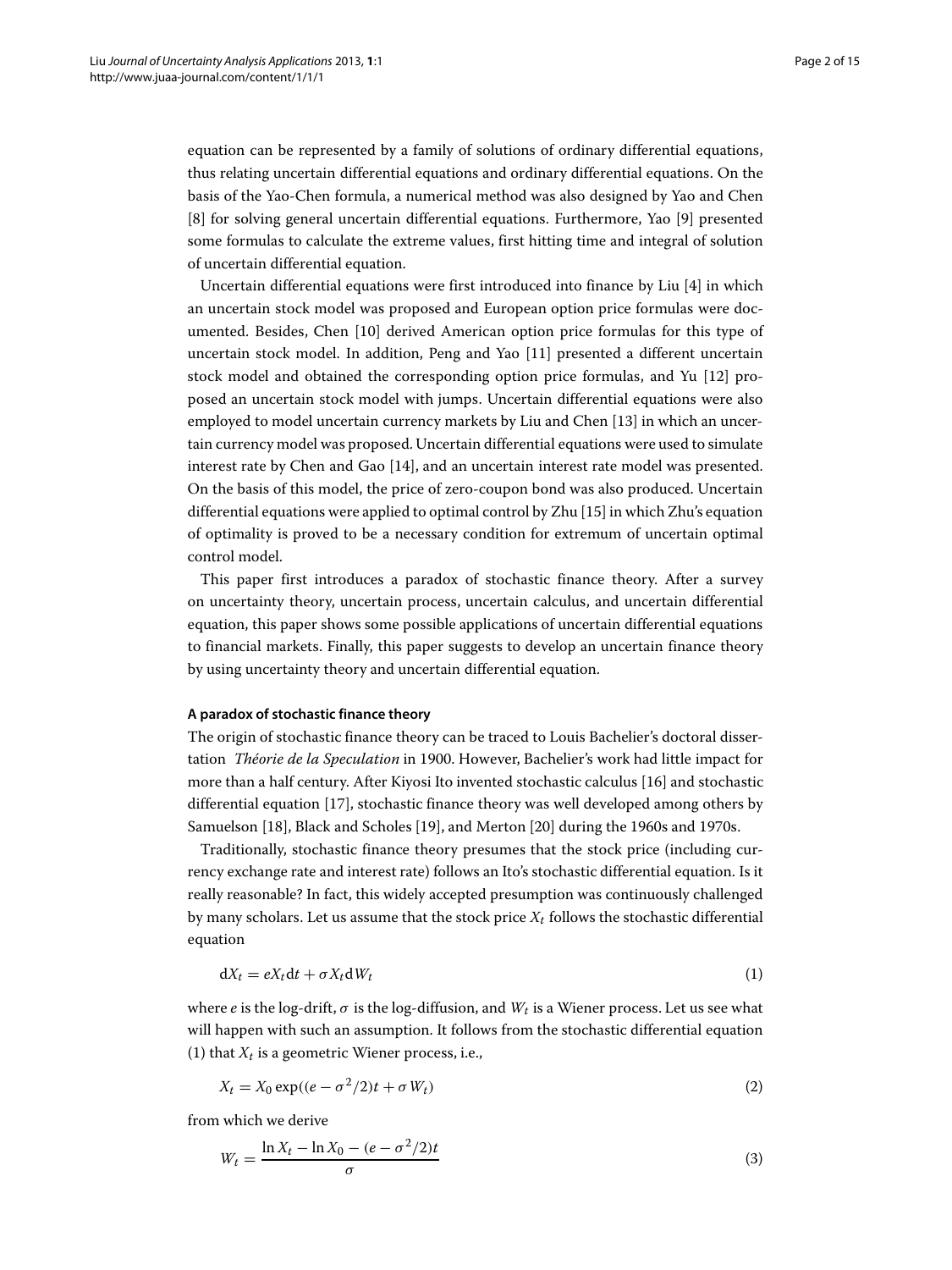equation can be represented by a family of solutions of ordinary differential equations, thus relating uncertain differential equations and ordinary differential equations. On the basis of the Yao-Chen formula, a numerical method was also designed by Yao and Chen [8] for solving general uncertain differential equations. Furthermore, Yao [9] presented some formulas to calculate the extreme values, first hitting time and integral of solution of uncertain differential equation.

Uncertain differential equations were first introduced into finance by Liu [4] in which an uncertain stock model was proposed and European option price formulas were documented. Besides, Chen [10] derived American option price formulas for this type of uncertain stock model. In addition, Peng and Yao [11] presented a different uncertain stock model and obtained the corresponding option price formulas, and Yu [12] proposed an uncertain stock model with jumps. Uncertain differential equations were also employed to model uncertain currency markets by Liu and Chen [13] in which an uncertain currency model was proposed. Uncertain differential equations were used to simulate interest rate by Chen and Gao [14], and an uncertain interest rate model was presented. On the basis of this model, the price of zero-coupon bond was also produced. Uncertain differential equations were applied to optimal control by Zhu [15] in which Zhu's equation of optimality is proved to be a necessary condition for extremum of uncertain optimal control model.

This paper first introduces a paradox of stochastic finance theory. After a survey on uncertainty theory, uncertain process, uncertain calculus, and uncertain differential equation, this paper shows some possible applications of uncertain differential equations to financial markets. Finally, this paper suggests to develop an uncertain finance theory by using uncertainty theory and uncertain differential equation.

## A paradox of stochastic finance theory

The origin of stochastic finance theory can be traced to Louis Bachelier's doctoral dissertation *Théorie de la Speculation* in 1900. However, Bachelier's work had little impact for more than a half century. After Kiyosi Ito invented stochastic calculus [16] and stochastic differential equation [17], stochastic finance theory was well developed among others by Samuelson [18], Black and Scholes [19], and Merton [20] during the 1960s and 1970s.

Traditionally, stochastic finance theory presumes that the stock price (including currency exchange rate and interest rate) follows an Ito's stochastic differential equation. Is it really reasonable? In fact, this widely accepted presumption was continuously challenged by many scholars. Let us assume that the stock price $X_t$ follows the stochastic differential equation

$$\mathrm{d}X_t = eX_t\mathrm{d}t + \sigma X_t\mathrm{d}W_t \tag{1}$$

where $e$ is the log-drift, $\sigma$ is the log-diffusion, and $W_t$ is a Wiener process. Let us see what will happen with such an assumption. It follows from the stochastic differential equation (1) that $X_t$ is a geometric Wiener process, i.e.,

$$X_t = X_0 \exp((e - \sigma^2/2)t + \sigma W_t) \tag{2}$$

from which we derive

$$W_t = \frac{\ln X_t - \ln X_0 - (e - \sigma^2/2)t}{\sigma} \tag{3}$$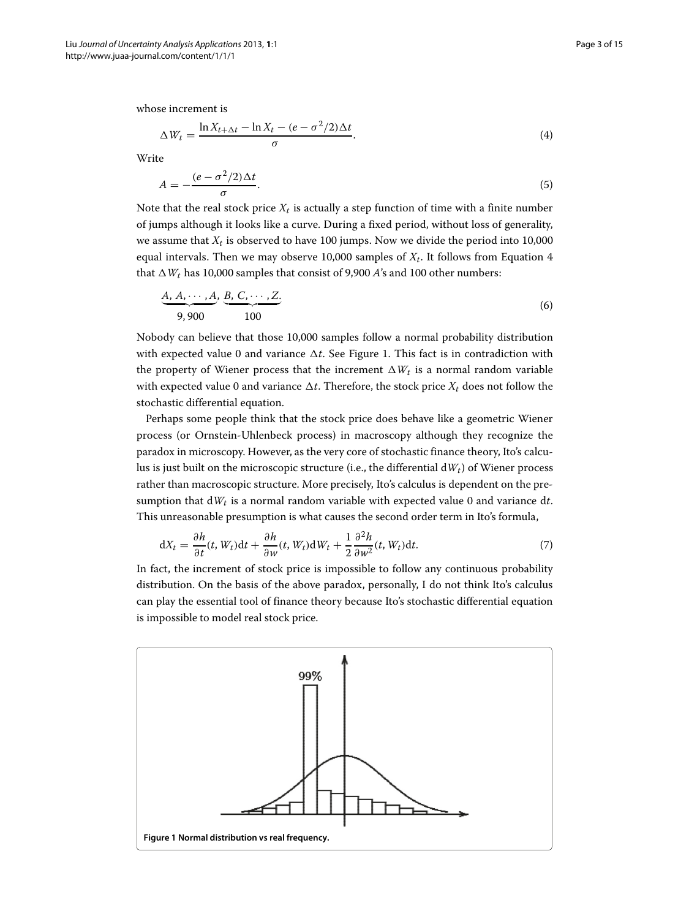whose increment is

$$\Delta W_t = \frac{\ln X_{t+\Delta t} - \ln X_t - (e - \sigma^2/2)\Delta t}{\sigma}. \tag{4}$$

Write

$$A = -\frac{(e - \sigma^2/2)\Delta t}{\sigma}. \tag{5}$$

Note that the real stock price $X_t$ is actually a step function of time with a finite number of jumps although it looks like a curve. During a fixed period, without loss of generality, we assume that $X_t$ is observed to have 100 jumps. Now we divide the period into 10,000 equal intervals. Then we may observe 10,000 samples of $X_t$. It follows from Equation 4 that $\Delta W_t$ has 10,000 samples that consist of 9,900 $A$'s and 100 other numbers:

$$\underbrace{A, A, \cdots, A}_{9,900}, \underbrace{B, C, \cdots, Z}_{100}. \tag{6}$$

Nobody can believe that those 10,000 samples follow a normal probability distribution with expected value 0 and variance $\Delta t$. See Figure 1. This fact is in contradiction with the property of Wiener process that the increment $\Delta W_t$ is a normal random variable with expected value 0 and variance $\Delta t$. Therefore, the stock price $X_t$ does not follow the stochastic differential equation.

Perhaps some people think that the stock price does behave like a geometric Wiener process (or Ornstein-Uhlenbeck process) in macroscopy although they recognize the paradox in microscopy. However, as the very core of stochastic finance theory, Ito's calculus is just built on the microscopic structure (i.e., the differential $\mathrm{d}W_t$) of Wiener process rather than macroscopic structure. More precisely, Ito's calculus is dependent on the presumption that $\mathrm{d}W_t$ is a normal random variable with expected value 0 and variance $\mathrm{d}t$. This unreasonable presumption is what causes the second order term in Ito's formula,

$$\mathrm{d}X_t = \frac{\partial h}{\partial t}(t, W_t)\mathrm{d}t + \frac{\partial h}{\partial w}(t, W_t)\mathrm{d}W_t + \frac{1}{2}\frac{\partial^2 h}{\partial w^2}(t, W_t)\mathrm{d}t. \tag{7}$$

In fact, the increment of stock price is impossible to follow any continuous probability distribution. On the basis of the above paradox, personally, I do not think Ito's calculus can play the essential tool of finance theory because Ito's stochastic differential equation is impossible to model real stock price.

**Figure 1 Normal distribution vs real frequency.**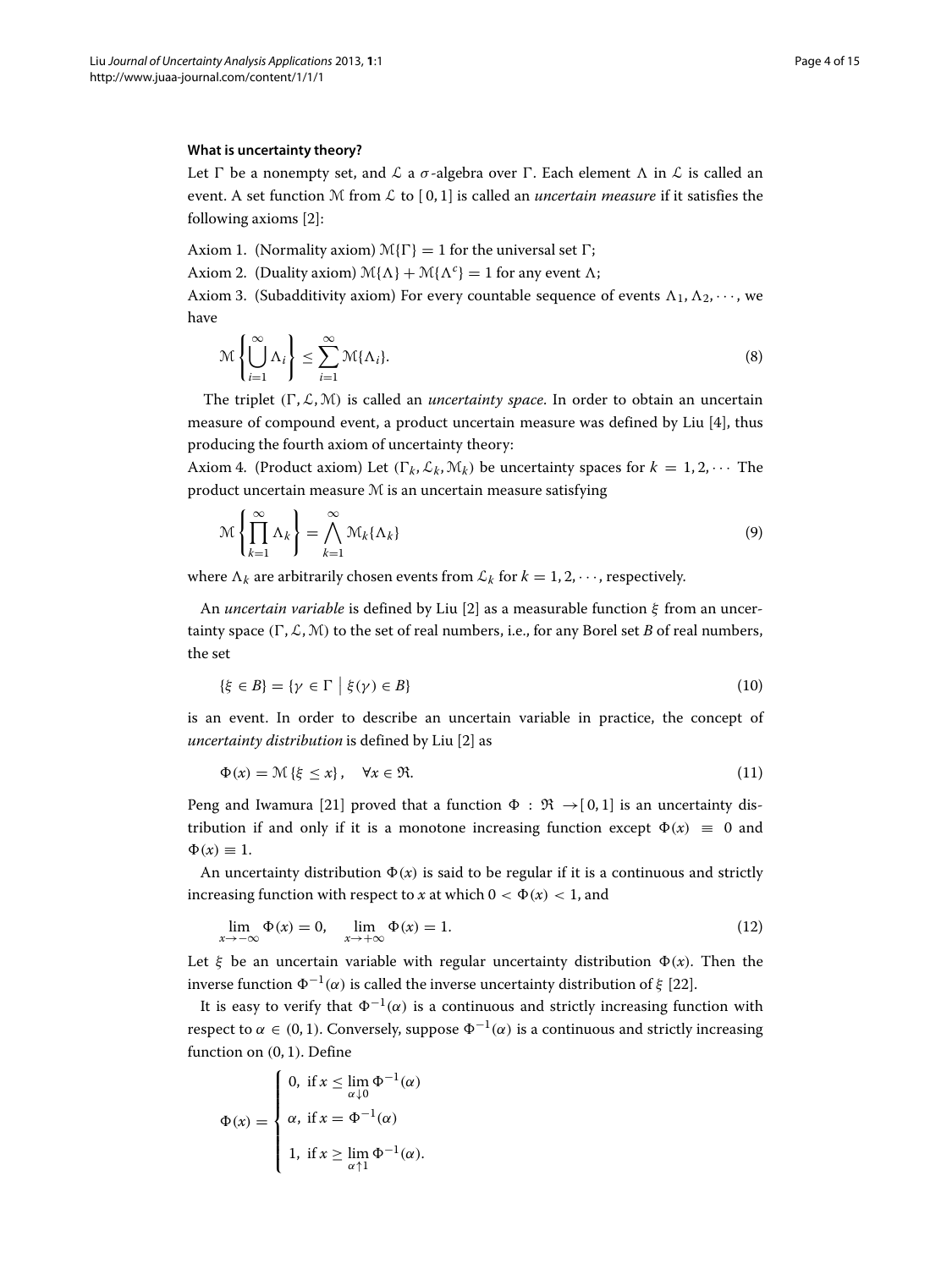**What is uncertainty theory?**

Let $\Gamma$ be a nonempty set, and $\mathcal{L}$ a $\sigma$-algebra over $\Gamma$. Each element $\Lambda$ in $\mathcal{L}$ is called an event. A set function $\mathcal{M}$ from $\mathcal{L}$ to $[0, 1]$ is called an *uncertain measure* if it satisfies the following axioms [2]:

Axiom 1. (Normality axiom) $\mathcal{M}\{\Gamma\} = 1$ for the universal set $\Gamma$;

Axiom 2. (Duality axiom) $\mathcal{M}\{\Lambda\} + \mathcal{M}\{\Lambda^c\} = 1$ for any event $\Lambda$;

Axiom 3. (Subadditivity axiom) For every countable sequence of events $\Lambda_1, \Lambda_2, \cdots$, we have

$$\mathcal{M}\left\{\bigcup_{i=1}^{\infty} \Lambda_i\right\} \leq \sum_{i=1}^{\infty} \mathcal{M}\{\Lambda_i\}. \tag{8}$$

The triplet $(\Gamma, \mathcal{L}, \mathcal{M})$ is called an *uncertainty space*. In order to obtain an uncertain measure of compound event, a product uncertain measure was defined by Liu [4], thus producing the fourth axiom of uncertainty theory:

Axiom 4. (Product axiom) Let $(\Gamma_k, \mathcal{L}_k, \mathcal{M}_k)$ be uncertainty spaces for $k = 1, 2, \cdots$ The product uncertain measure $\mathcal{M}$ is an uncertain measure satisfying

$$\mathcal{M}\left\{\prod_{k=1}^{\infty} \Lambda_k\right\} = \bigwedge_{k=1}^{\infty} \mathcal{M}_k\{\Lambda_k\} \tag{9}$$

where $\Lambda_k$ are arbitrarily chosen events from $\mathcal{L}_k$ for $k = 1, 2, \cdots$, respectively.

An *uncertain variable* is defined by Liu [2] as a measurable function $\xi$ from an uncertainty space $(\Gamma, \mathcal{L}, \mathcal{M})$ to the set of real numbers, i.e., for any Borel set $B$ of real numbers, the set

$$\{\xi \in B\} = \{\gamma \in \Gamma \mid \xi(\gamma) \in B\} \tag{10}$$

is an event. In order to describe an uncertain variable in practice, the concept of *uncertainty distribution* is defined by Liu [2] as

$$\Phi(x) = \mathcal{M}\{\xi \leq x\}, \quad \forall x \in \Re. \tag{11}$$

Peng and Iwamura [21] proved that a function $\Phi : \Re \to [0, 1]$ is an uncertainty distribution if and only if it is a monotone increasing function except $\Phi(x) \equiv 0$ and $\Phi(x) \equiv 1$.

An uncertainty distribution $\Phi(x)$ is said to be regular if it is a continuous and strictly increasing function with respect to $x$ at which $0 < \Phi(x) < 1$, and

$$\lim_{x \to -\infty} \Phi(x) = 0, \quad \lim_{x \to +\infty} \Phi(x) = 1. \tag{12}$$

Let $\xi$ be an uncertain variable with regular uncertainty distribution $\Phi(x)$. Then the inverse function $\Phi^{-1}(\alpha)$ is called the inverse uncertainty distribution of $\xi$ [22].

It is easy to verify that $\Phi^{-1}(\alpha)$ is a continuous and strictly increasing function with respect to $\alpha \in (0, 1)$. Conversely, suppose $\Phi^{-1}(\alpha)$ is a continuous and strictly increasing function on $(0, 1)$. Define

$$\Phi(x) = \begin{cases} 0, & \text{if } x \leq \lim_{\alpha \downarrow 0} \Phi^{-1}(\alpha) \\ \alpha, & \text{if } x = \Phi^{-1}(\alpha) \\ 1, & \text{if } x \geq \lim_{\alpha \uparrow 1} \Phi^{-1}(\alpha). \end{cases}$$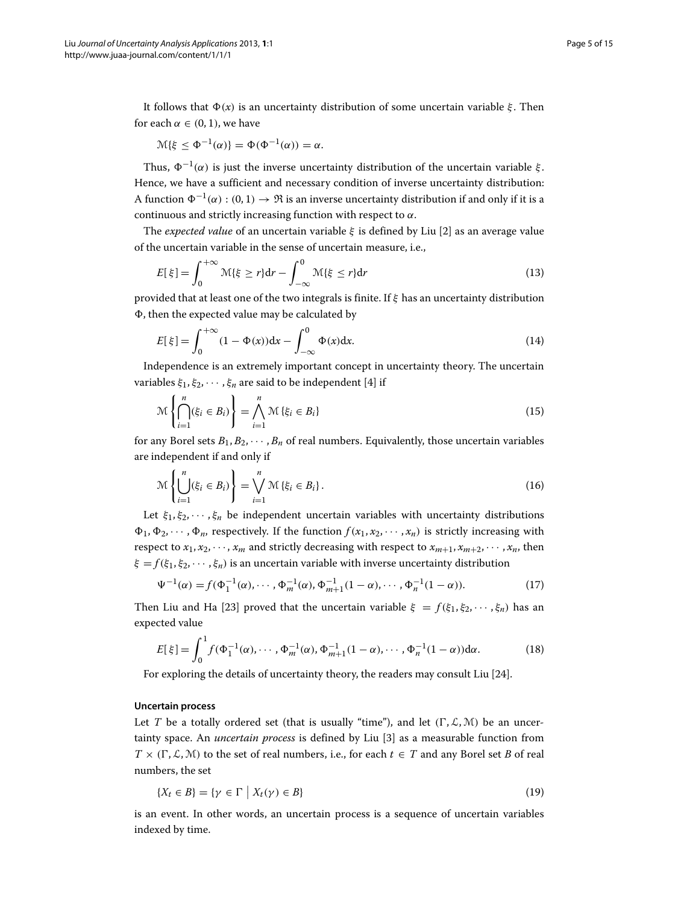It follows that $\Phi(x)$ is an uncertainty distribution of some uncertain variable $\xi$. Then for each $\alpha \in (0, 1)$, we have

$$\mathcal{M}\{\xi \leq \Phi^{-1}(\alpha)\} = \Phi(\Phi^{-1}(\alpha)) = \alpha.$$

Thus, $\Phi^{-1}(\alpha)$ is just the inverse uncertainty distribution of the uncertain variable $\xi$. Hence, we have a sufficient and necessary condition of inverse uncertainty distribution: A function $\Phi^{-1}(\alpha) : (0, 1) \to \Re$ is an inverse uncertainty distribution if and only if it is a continuous and strictly increasing function with respect to $\alpha$.

The *expected value* of an uncertain variable $\xi$ is defined by Liu [2] as an average value of the uncertain variable in the sense of uncertain measure, i.e.,

$$E[\xi] = \int_0^{+\infty} \mathcal{M}\{\xi \geq r\}\mathrm{d}r - \int_{-\infty}^{0} \mathcal{M}\{\xi \leq r\}\mathrm{d}r \tag{13}$$

provided that at least one of the two integrals is finite. If $\xi$ has an uncertainty distribution $\Phi$, then the expected value may be calculated by

$$E[\xi] = \int_0^{+\infty} (1 - \Phi(x))\mathrm{d}x - \int_{-\infty}^{0} \Phi(x)\mathrm{d}x. \tag{14}$$

Independence is an extremely important concept in uncertainty theory. The uncertain variables $\xi_1, \xi_2, \cdots, \xi_n$ are said to be independent [4] if

$$\mathcal{M}\left\{\bigcap_{i=1}^{n}(\xi_i \in B_i)\right\} = \bigwedge_{i=1}^{n} \mathcal{M}\left\{\xi_i \in B_i\right\} \tag{15}$$

for any Borel sets $B_1, B_2, \cdots, B_n$ of real numbers. Equivalently, those uncertain variables are independent if and only if

$$\mathcal{M}\left\{\bigcup_{i=1}^{n}(\xi_i \in B_i)\right\} = \bigvee_{i=1}^{n} \mathcal{M}\left\{\xi_i \in B_i\right\}. \tag{16}$$

Let $\xi_1, \xi_2, \cdots, \xi_n$ be independent uncertain variables with uncertainty distributions $\Phi_1, \Phi_2, \cdots, \Phi_n$, respectively. If the function $f(x_1, x_2, \cdots, x_n)$ is strictly increasing with respect to $x_1, x_2, \cdots, x_m$ and strictly decreasing with respect to $x_{m+1}, x_{m+2}, \cdots, x_n$, then $\xi = f(\xi_1, \xi_2, \cdots, \xi_n)$ is an uncertain variable with inverse uncertainty distribution

$$\Psi^{-1}(\alpha) = f(\Phi_1^{-1}(\alpha), \cdots, \Phi_m^{-1}(\alpha), \Phi_{m+1}^{-1}(1-\alpha), \cdots, \Phi_n^{-1}(1-\alpha)). \tag{17}$$

Then Liu and Ha [23] proved that the uncertain variable $\xi = f(\xi_1, \xi_2, \cdots, \xi_n)$ has an expected value

$$E[\xi] = \int_0^1 f(\Phi_1^{-1}(\alpha), \cdots, \Phi_m^{-1}(\alpha), \Phi_{m+1}^{-1}(1-\alpha), \cdots, \Phi_n^{-1}(1-\alpha))\mathrm{d}\alpha. \tag{18}$$

For exploring the details of uncertainty theory, the readers may consult Liu [24].

#### Uncertain process

Let $T$ be a totally ordered set (that is usually "time"), and let $(\Gamma, \mathcal{L}, \mathcal{M})$ be an uncertainty space. An *uncertain process* is defined by Liu [3] as a measurable function from $T \times (\Gamma, \mathcal{L}, \mathcal{M})$ to the set of real numbers, i.e., for each $t \in T$ and any Borel set $B$ of real numbers, the set

$$\{X_t \in B\} = \{\gamma \in \Gamma \mid X_t(\gamma) \in B\} \tag{19}$$

is an event. In other words, an uncertain process is a sequence of uncertain variables indexed by time.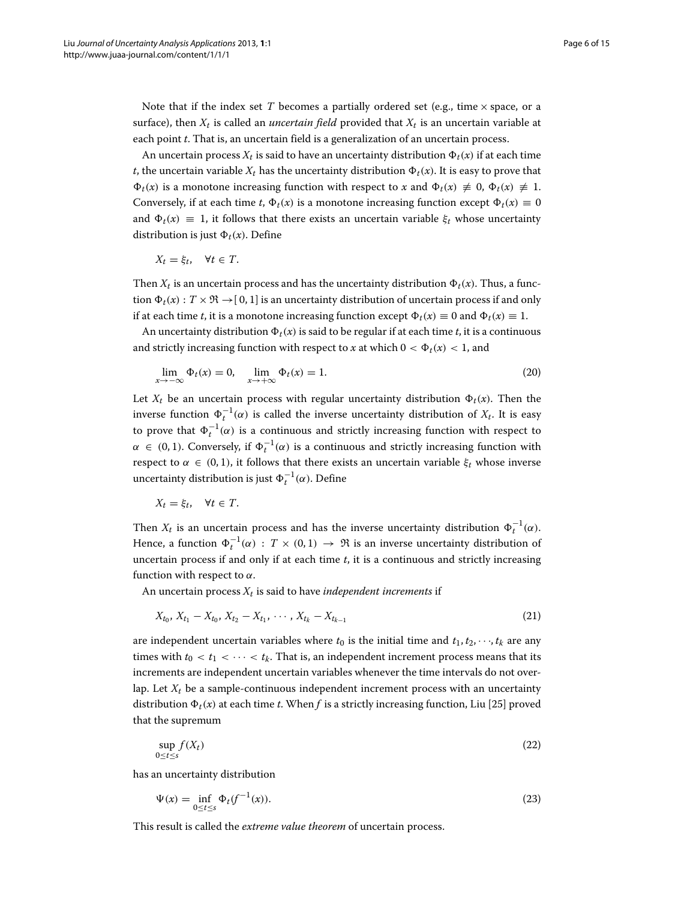Note that if the index set $T$ becomes a partially ordered set (e.g., time $\times$ space, or a surface), then $X_t$ is called an *uncertain field* provided that $X_t$ is an uncertain variable at each point $t$. That is, an uncertain field is a generalization of an uncertain process.

An uncertain process $X_t$ is said to have an uncertainty distribution $\Phi_t(x)$ if at each time $t$, the uncertain variable $X_t$ has the uncertainty distribution $\Phi_t(x)$. It is easy to prove that $\Phi_t(x)$ is a monotone increasing function with respect to $x$ and $\Phi_t(x) \not\equiv 0$, $\Phi_t(x) \not\equiv 1$. Conversely, if at each time $t$, $\Phi_t(x)$ is a monotone increasing function except $\Phi_t(x) \equiv 0$ and $\Phi_t(x) \equiv 1$, it follows that there exists an uncertain variable $\xi_t$ whose uncertainty distribution is just $\Phi_t(x)$. Define

$$X_t = \xi_t, \quad \forall t \in T.$$

Then $X_t$ is an uncertain process and has the uncertainty distribution $\Phi_t(x)$. Thus, a function $\Phi_t(x) : T \times \Re \to [0, 1]$ is an uncertainty distribution of uncertain process if and only if at each time $t$, it is a monotone increasing function except $\Phi_t(x) \equiv 0$ and $\Phi_t(x) \equiv 1$.

An uncertainty distribution $\Phi_t(x)$ is said to be regular if at each time $t$, it is a continuous and strictly increasing function with respect to $x$ at which $0 < \Phi_t(x) < 1$, and

$$\lim_{x \to -\infty} \Phi_t(x) = 0, \quad \lim_{x \to +\infty} \Phi_t(x) = 1. \tag{20}$$

Let $X_t$ be an uncertain process with regular uncertainty distribution $\Phi_t(x)$. Then the inverse function $\Phi_t^{-1}(\alpha)$ is called the inverse uncertainty distribution of $X_t$. It is easy to prove that $\Phi_t^{-1}(\alpha)$ is a continuous and strictly increasing function with respect to $\alpha \in (0, 1)$. Conversely, if $\Phi_t^{-1}(\alpha)$ is a continuous and strictly increasing function with respect to $\alpha \in (0, 1)$, it follows that there exists an uncertain variable $\xi_t$ whose inverse uncertainty distribution is just $\Phi_t^{-1}(\alpha)$. Define

$$X_t = \xi_t, \quad \forall t \in T.$$

Then $X_t$ is an uncertain process and has the inverse uncertainty distribution $\Phi_t^{-1}(\alpha)$. Hence, a function $\Phi_t^{-1}(\alpha) : T \times (0, 1) \to \Re$ is an inverse uncertainty distribution of uncertain process if and only if at each time $t$, it is a continuous and strictly increasing function with respect to $\alpha$.

An uncertain process $X_t$ is said to have *independent increments* if

$$X_{t_0}, X_{t_1} - X_{t_0}, X_{t_2} - X_{t_1}, \cdots, X_{t_k} - X_{t_{k-1}} \tag{21}$$

are independent uncertain variables where $t_0$ is the initial time and $t_1, t_2, \cdots, t_k$ are any times with $t_0 < t_1 < \cdots < t_k$. That is, an independent increment process means that its increments are independent uncertain variables whenever the time intervals do not overlap. Let $X_t$ be a sample-continuous independent increment process with an uncertainty distribution $\Phi_t(x)$ at each time $t$. When $f$ is a strictly increasing function, Liu [25] proved that the supremum

$$\sup_{0 \le t \le s} f(X_t) \tag{22}$$

has an uncertainty distribution

$$\Psi(x) = \inf_{0 \le t \le s} \Phi_t(f^{-1}(x)). \tag{23}$$

This result is called the *extreme value theorem* of uncertain process.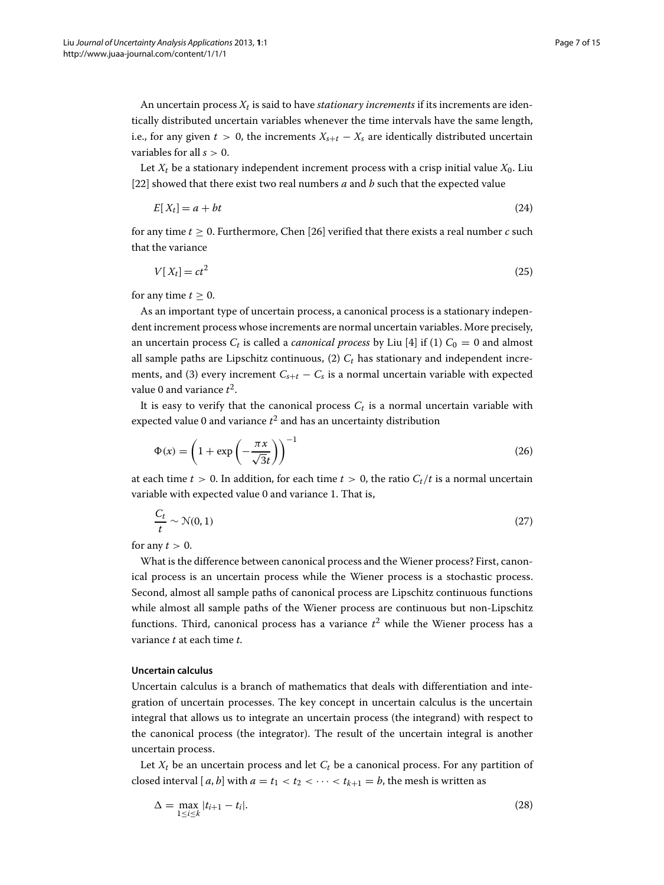An uncertain process $X_t$ is said to have *stationary increments* if its increments are identically distributed uncertain variables whenever the time intervals have the same length, i.e., for any given $t > 0$, the increments $X_{s+t} - X_s$ are identically distributed uncertain variables for all $s > 0$.

Let $X_t$ be a stationary independent increment process with a crisp initial value $X_0$. Liu [22] showed that there exist two real numbers $a$ and $b$ such that the expected value

$$E[X_t] = a + bt \tag{24}$$

for any time $t \geq 0$. Furthermore, Chen [26] verified that there exists a real number $c$ such that the variance

$$V[X_t] = ct^2 \tag{25}$$

for any time $t \geq 0$.

As an important type of uncertain process, a canonical process is a stationary independent increment process whose increments are normal uncertain variables. More precisely, an uncertain process $C_t$ is called a *canonical process* by Liu [4] if (1) $C_0 = 0$ and almost all sample paths are Lipschitz continuous, (2) $C_t$ has stationary and independent increments, and (3) every increment $C_{s+t} - C_s$ is a normal uncertain variable with expected value 0 and variance $t^2$.

It is easy to verify that the canonical process $C_t$ is a normal uncertain variable with expected value 0 and variance $t^2$ and has an uncertainty distribution

$$\Phi(x) = \left(1 + \exp\left(-\frac{\pi x}{\sqrt{3}t}\right)\right)^{-1} \tag{26}$$

at each time $t > 0$. In addition, for each time $t > 0$, the ratio $C_t/t$ is a normal uncertain variable with expected value 0 and variance 1. That is,

$$\frac{C_t}{t} \sim \mathcal{N}(0, 1) \tag{27}$$

for any $t > 0$.

What is the difference between canonical process and the Wiener process? First, canonical process is an uncertain process while the Wiener process is a stochastic process. Second, almost all sample paths of canonical process are Lipschitz continuous functions while almost all sample paths of the Wiener process are continuous but non-Lipschitz functions. Third, canonical process has a variance $t^2$ while the Wiener process has a variance $t$ at each time $t$.

## Uncertain calculus

Uncertain calculus is a branch of mathematics that deals with differentiation and integration of uncertain processes. The key concept in uncertain calculus is the uncertain integral that allows us to integrate an uncertain process (the integrand) with respect to the canonical process (the integrator). The result of the uncertain integral is another uncertain process.

Let $X_t$ be an uncertain process and let $C_t$ be a canonical process. For any partition of closed interval $[a, b]$ with $a = t_1 < t_2 < \cdots < t_{k+1} = b$, the mesh is written as

$$\Delta = \max_{1 \leq i \leq k} |t_{i+1} - t_i|. \tag{28}$$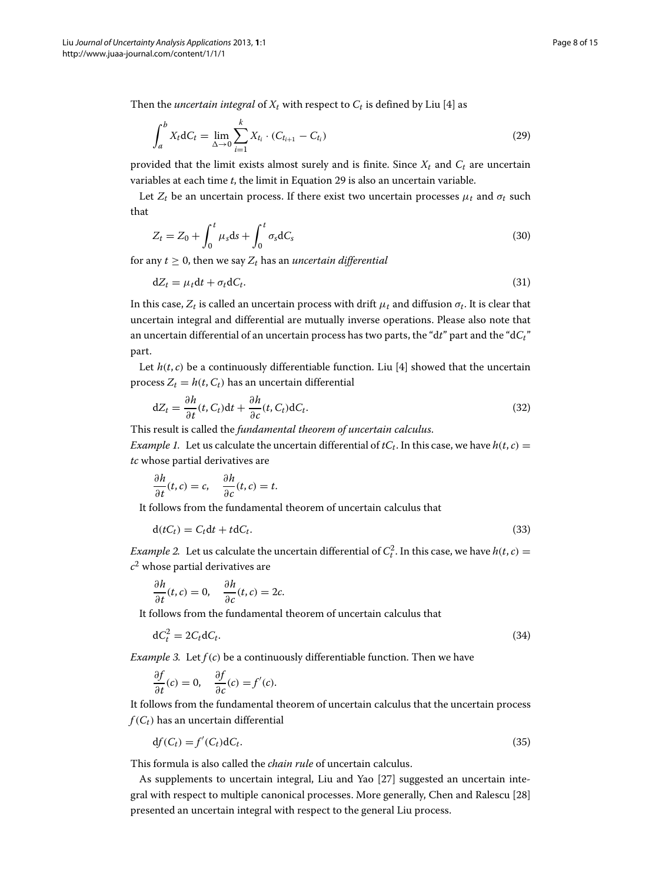Then the *uncertain integral* of $X_t$ with respect to $C_t$ is defined by Liu [4] as

$$\int_a^b X_t \mathrm{d}C_t = \lim_{\Delta \to 0} \sum_{i=1}^{k} X_{t_i} \cdot (C_{t_{i+1}} - C_{t_i}) \tag{29}$$

provided that the limit exists almost surely and is finite. Since $X_t$ and $C_t$ are uncertain variables at each time $t$, the limit in Equation 29 is also an uncertain variable.

Let $Z_t$ be an uncertain process. If there exist two uncertain processes $\mu_t$ and $\sigma_t$ such that

$$Z_t = Z_0 + \int_0^t \mu_s \mathrm{d}s + \int_0^t \sigma_s \mathrm{d}C_s \tag{30}$$

for any $t \geq 0$, then we say $Z_t$ has an *uncertain differential*

$$\mathrm{d}Z_t = \mu_t \mathrm{d}t + \sigma_t \mathrm{d}C_t. \tag{31}$$

In this case, $Z_t$ is called an uncertain process with drift $\mu_t$ and diffusion $\sigma_t$. It is clear that uncertain integral and differential are mutually inverse operations. Please also note that an uncertain differential of an uncertain process has two parts, the "d$t$" part and the "d$C_t$" part.

Let $h(t, c)$ be a continuously differentiable function. Liu [4] showed that the uncertain process $Z_t = h(t, C_t)$ has an uncertain differential

$$\mathrm{d}Z_t = \frac{\partial h}{\partial t}(t, C_t)\mathrm{d}t + \frac{\partial h}{\partial c}(t, C_t)\mathrm{d}C_t. \tag{32}$$

This result is called the *fundamental theorem of uncertain calculus*.

*Example 1.* Let us calculate the uncertain differential of $tC_t$. In this case, we have $h(t, c) = tc$ whose partial derivatives are

$$\frac{\partial h}{\partial t}(t, c) = c, \quad \frac{\partial h}{\partial c}(t, c) = t.$$

It follows from the fundamental theorem of uncertain calculus that

$$\mathrm{d}(tC_t) = C_t \mathrm{d}t + t\mathrm{d}C_t. \tag{33}$$

*Example 2.* Let us calculate the uncertain differential of $C_t^2$. In this case, we have $h(t, c) = c^2$ whose partial derivatives are

$$\frac{\partial h}{\partial t}(t, c) = 0, \quad \frac{\partial h}{\partial c}(t, c) = 2c.$$

It follows from the fundamental theorem of uncertain calculus that

$$\mathrm{d}C_t^2 = 2C_t \mathrm{d}C_t. \tag{34}$$

*Example 3.* Let $f(c)$ be a continuously differentiable function. Then we have

$$\frac{\partial f}{\partial t}(c) = 0, \quad \frac{\partial f}{\partial c}(c) = f'(c).$$

It follows from the fundamental theorem of uncertain calculus that the uncertain process $f(C_t)$ has an uncertain differential

$$\mathrm{d}f(C_t) = f'(C_t)\mathrm{d}C_t. \tag{35}$$

This formula is also called the *chain rule* of uncertain calculus.

As supplements to uncertain integral, Liu and Yao [27] suggested an uncertain integral with respect to multiple canonical processes. More generally, Chen and Ralescu [28] presented an uncertain integral with respect to the general Liu process.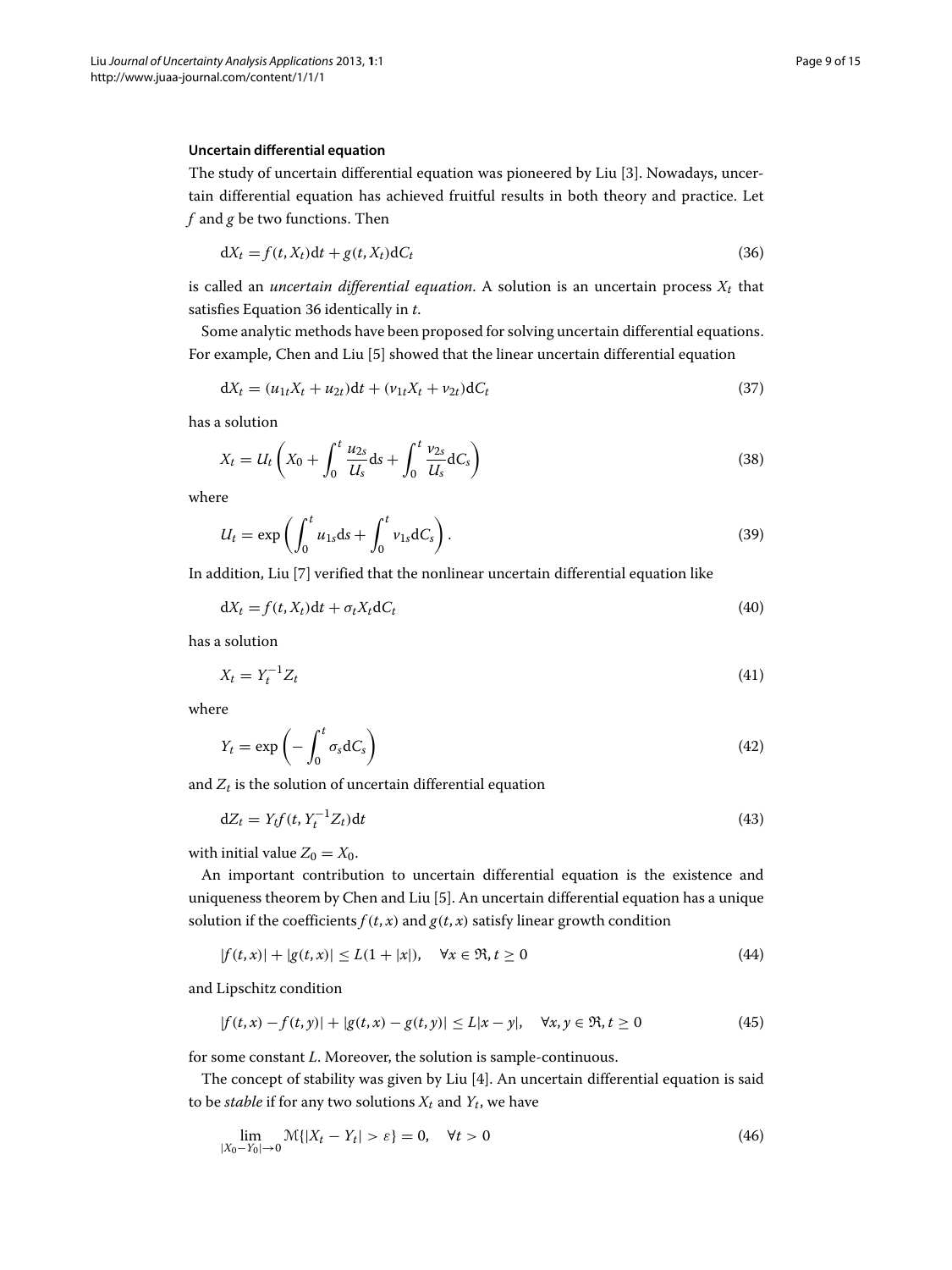### Uncertain differential equation

The study of uncertain differential equation was pioneered by Liu [3]. Nowadays, uncertain differential equation has achieved fruitful results in both theory and practice. Let $f$ and $g$ be two functions. Then

$$\mathrm{d}X_t = f(t, X_t)\mathrm{d}t + g(t, X_t)\mathrm{d}C_t \tag{36}$$

is called an *uncertain differential equation*. A solution is an uncertain process $X_t$ that satisfies Equation 36 identically in $t$.

Some analytic methods have been proposed for solving uncertain differential equations. For example, Chen and Liu [5] showed that the linear uncertain differential equation

$$\mathrm{d}X_t = (u_{1t}X_t + u_{2t})\mathrm{d}t + (v_{1t}X_t + v_{2t})\mathrm{d}C_t \tag{37}$$

has a solution

$$X_t = U_t\left(X_0 + \int_0^t \frac{u_{2s}}{U_s}\mathrm{d}s + \int_0^t \frac{v_{2s}}{U_s}\mathrm{d}C_s\right) \tag{38}$$

where

$$U_t = \exp\left(\int_0^t u_{1s}\mathrm{d}s + \int_0^t v_{1s}\mathrm{d}C_s\right). \tag{39}$$

In addition, Liu [7] verified that the nonlinear uncertain differential equation like

$$\mathrm{d}X_t = f(t, X_t)\mathrm{d}t + \sigma_t X_t \mathrm{d}C_t \tag{40}$$

has a solution

$$X_t = Y_t^{-1}Z_t \tag{41}$$

where

$$Y_t = \exp\left(-\int_0^t \sigma_s \mathrm{d}C_s\right) \tag{42}$$

and $Z_t$ is the solution of uncertain differential equation

$$\mathrm{d}Z_t = Y_t f(t, Y_t^{-1}Z_t)\mathrm{d}t \tag{43}$$

with initial value $Z_0 = X_0$.

An important contribution to uncertain differential equation is the existence and uniqueness theorem by Chen and Liu [5]. An uncertain differential equation has a unique solution if the coefficients $f(t,x)$ and $g(t,x)$ satisfy linear growth condition

$$|f(t,x)| + |g(t,x)| \le L(1 + |x|), \quad \forall x \in \Re, t \ge 0 \tag{44}$$

and Lipschitz condition

$$|f(t,x) - f(t,y)| + |g(t,x) - g(t,y)| \le L|x - y|, \quad \forall x, y \in \Re, t \ge 0 \tag{45}$$

for some constant $L$. Moreover, the solution is sample-continuous.

The concept of stability was given by Liu [4]. An uncertain differential equation is said to be *stable* if for any two solutions $X_t$ and $Y_t$, we have

$$\lim_{|X_0 - Y_0| \to 0} \mathcal{M}\{|X_t - Y_t| > \varepsilon\} = 0, \quad \forall t > 0 \tag{46}$$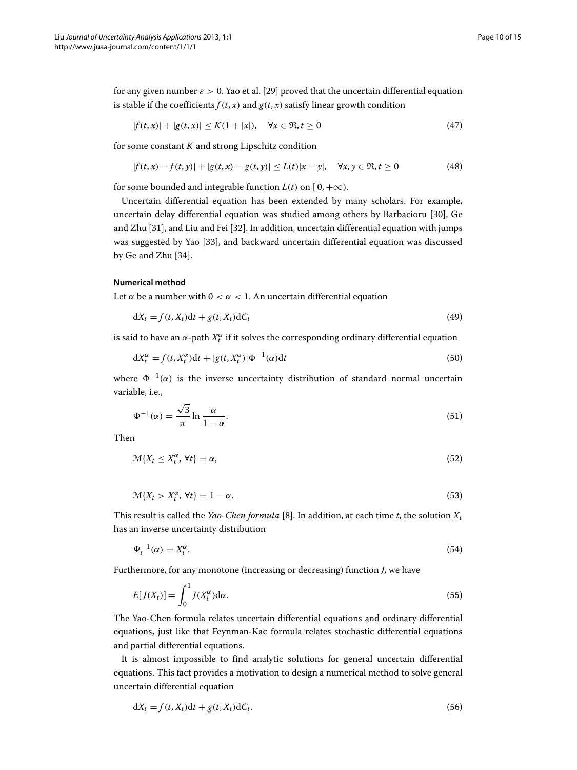for any given number $\varepsilon > 0$. Yao et al. [29] proved that the uncertain differential equation is stable if the coefficients $f(t,x)$ and $g(t,x)$ satisfy linear growth condition

$$|f(t,x)| + |g(t,x)| \le K(1+|x|), \quad \forall x \in \Re, t \ge 0 \tag{47}$$

for some constant $K$ and strong Lipschitz condition

$$|f(t,x) - f(t,y)| + |g(t,x) - g(t,y)| \le L(t)|x-y|, \quad \forall x,y \in \Re, t \ge 0 \tag{48}$$

for some bounded and integrable function $L(t)$ on $[0,+\infty)$.

Uncertain differential equation has been extended by many scholars. For example, uncertain delay differential equation was studied among others by Barbacioru [30], Ge and Zhu [31], and Liu and Fei [32]. In addition, uncertain differential equation with jumps was suggested by Yao [33], and backward uncertain differential equation was discussed by Ge and Zhu [34].

#### Numerical method

Let $\alpha$ be a number with $0 < \alpha < 1$. An uncertain differential equation

$$\mathrm{d}X_t = f(t,X_t)\mathrm{d}t + g(t,X_t)\mathrm{d}C_t \tag{49}$$

is said to have an $\alpha$-path $X_t^\alpha$ if it solves the corresponding ordinary differential equation

$$\mathrm{d}X_t^\alpha = f(t,X_t^\alpha)\mathrm{d}t + |g(t,X_t^\alpha)|\Phi^{-1}(\alpha)\mathrm{d}t \tag{50}$$

where $\Phi^{-1}(\alpha)$ is the inverse uncertainty distribution of standard normal uncertain variable, i.e.,

$$\Phi^{-1}(\alpha) = \frac{\sqrt{3}}{\pi}\ln\frac{\alpha}{1-\alpha}. \tag{51}$$

Then

$$\mathcal{M}\{X_t \le X_t^\alpha, \, \forall t\} = \alpha, \tag{52}$$

$$\mathcal{M}\{X_t > X_t^\alpha, \, \forall t\} = 1-\alpha. \tag{53}$$

This result is called the *Yao-Chen formula* [8]. In addition, at each time $t$, the solution $X_t$ has an inverse uncertainty distribution

$$\Psi_t^{-1}(\alpha) = X_t^\alpha. \tag{54}$$

Furthermore, for any monotone (increasing or decreasing) function $J$, we have

$$E[J(X_t)] = \int_0^1 J(X_t^\alpha)\mathrm{d}\alpha. \tag{55}$$

The Yao-Chen formula relates uncertain differential equations and ordinary differential equations, just like that Feynman-Kac formula relates stochastic differential equations and partial differential equations.

It is almost impossible to find analytic solutions for general uncertain differential equations. This fact provides a motivation to design a numerical method to solve general uncertain differential equation

$$\mathrm{d}X_t = f(t,X_t)\mathrm{d}t + g(t,X_t)\mathrm{d}C_t. \tag{56}$$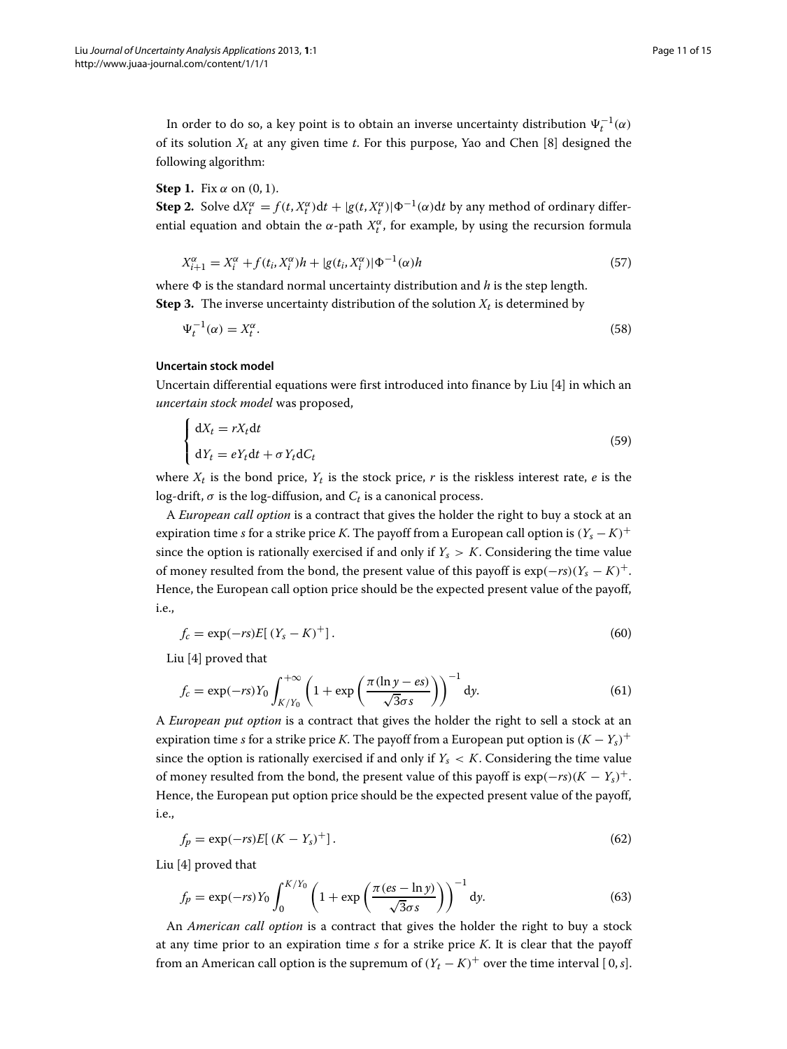In order to do so, a key point is to obtain an inverse uncertainty distribution $\Psi_t^{-1}(\alpha)$ of its solution $X_t$ at any given time $t$. For this purpose, Yao and Chen [8] designed the following algorithm:

**Step 1.** Fix $\alpha$ on $(0, 1)$.

**Step 2.** Solve $\mathrm{d}X_t^\alpha = f(t, X_t^\alpha)\mathrm{d}t + |g(t, X_t^\alpha)|\Phi^{-1}(\alpha)\mathrm{d}t$ by any method of ordinary differential equation and obtain the $\alpha$-path $X_t^\alpha$, for example, by using the recursion formula

$$X_{i+1}^\alpha = X_i^\alpha + f(t_i, X_i^\alpha)h + |g(t_i, X_i^\alpha)|\Phi^{-1}(\alpha)h \tag{57}$$

where $\Phi$ is the standard normal uncertainty distribution and $h$ is the step length.

**Step 3.** The inverse uncertainty distribution of the solution $X_t$ is determined by

$$\Psi_t^{-1}(\alpha) = X_t^\alpha. \tag{58}$$

### Uncertain stock model

Uncertain differential equations were first introduced into finance by Liu [4] in which an *uncertain stock model* was proposed,

$$\begin{cases} \mathrm{d}X_t = rX_t\mathrm{d}t \\ \mathrm{d}Y_t = eY_t\mathrm{d}t + \sigma Y_t\mathrm{d}C_t \end{cases} \tag{59}$$

where $X_t$ is the bond price, $Y_t$ is the stock price, $r$ is the riskless interest rate, $e$ is the log-drift, $\sigma$ is the log-diffusion, and $C_t$ is a canonical process.

A *European call option* is a contract that gives the holder the right to buy a stock at an expiration time $s$ for a strike price $K$. The payoff from a European call option is $(Y_s - K)^+$ since the option is rationally exercised if and only if $Y_s > K$. Considering the time value of money resulted from the bond, the present value of this payoff is $\exp(-rs)(Y_s - K)^+$. Hence, the European call option price should be the expected present value of the payoff, i.e.,

$$f_c = \exp(-rs)E[\,(Y_s - K)^+]\,. \tag{60}$$

Liu [4] proved that

$$f_c = \exp(-rs)Y_0 \int_{K/Y_0}^{+\infty} \left(1 + \exp\left(\frac{\pi(\ln y - es)}{\sqrt{3}\sigma s}\right)\right)^{-1} \mathrm{d}y. \tag{61}$$

A *European put option* is a contract that gives the holder the right to sell a stock at an expiration time $s$ for a strike price $K$. The payoff from a European put option is $(K - Y_s)^+$ since the option is rationally exercised if and only if $Y_s < K$. Considering the time value of money resulted from the bond, the present value of this payoff is $\exp(-rs)(K - Y_s)^+$. Hence, the European put option price should be the expected present value of the payoff, i.e.,

$$f_p = \exp(-rs)E[\,(K - Y_s)^+]\,. \tag{62}$$

Liu [4] proved that

$$f_p = \exp(-rs)Y_0 \int_0^{K/Y_0} \left(1 + \exp\left(\frac{\pi(es - \ln y)}{\sqrt{3}\sigma s}\right)\right)^{-1} \mathrm{d}y. \tag{63}$$

An *American call option* is a contract that gives the holder the right to buy a stock at any time prior to an expiration time $s$ for a strike price $K$. It is clear that the payoff from an American call option is the supremum of $(Y_t - K)^+$ over the time interval $[\,0, s]$.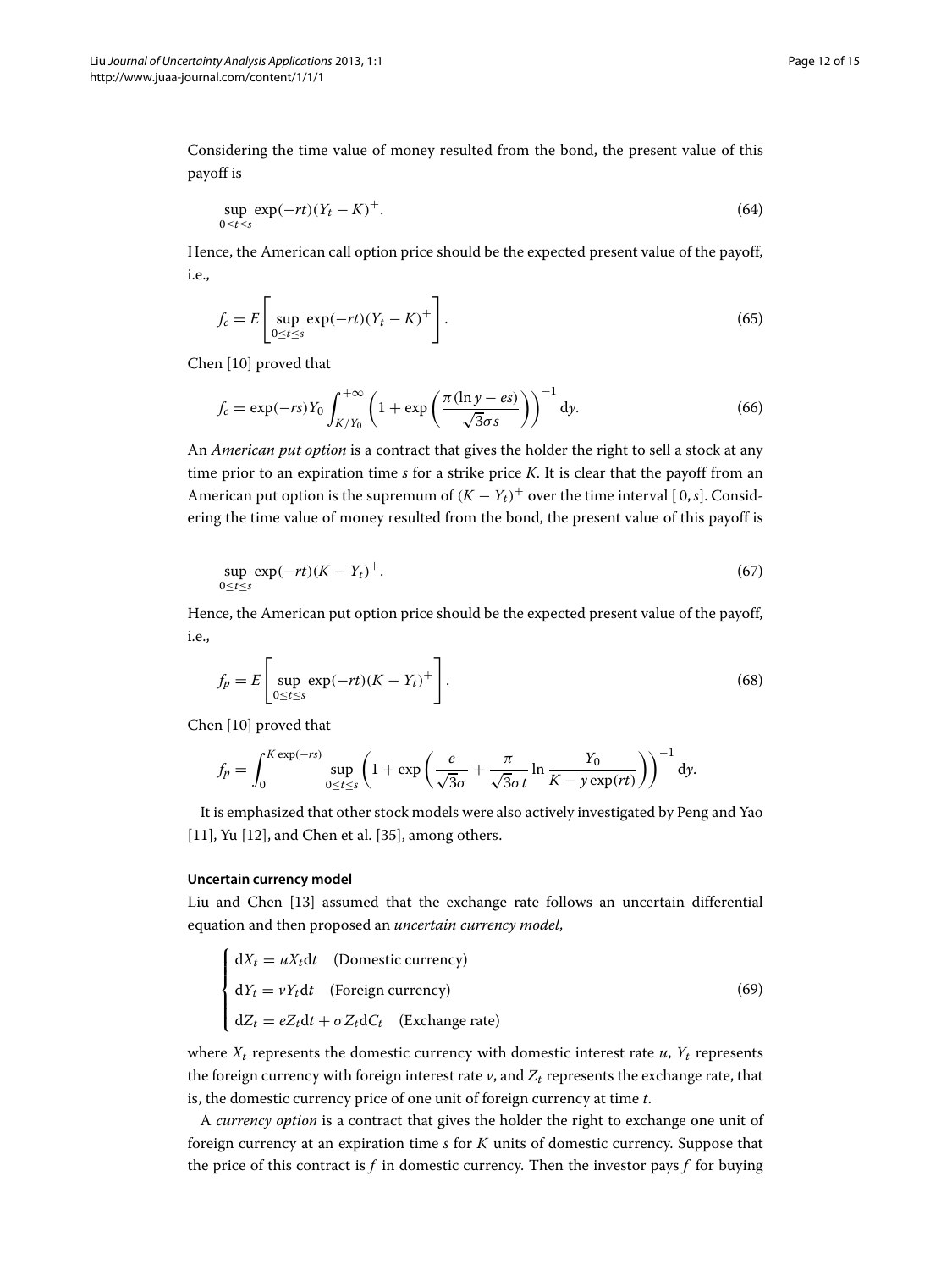Considering the time value of money resulted from the bond, the present value of this payoff is

$$\sup_{0\le t\le s} \exp(-rt)(Y_t - K)^+. \tag{64}$$

Hence, the American call option price should be the expected present value of the payoff, i.e.,

$$f_c = E\left[\sup_{0\le t\le s} \exp(-rt)(Y_t - K)^+\right]. \tag{65}$$

Chen [10] proved that

$$f_c = \exp(-rs)Y_0 \int_{K/Y_0}^{+\infty} \left(1 + \exp\left(\frac{\pi(\ln y - es)}{\sqrt{3}\sigma s}\right)\right)^{-1} \mathrm{d}y. \tag{66}$$

An *American put option* is a contract that gives the holder the right to sell a stock at any time prior to an expiration time $s$ for a strike price $K$. It is clear that the payoff from an American put option is the supremum of $(K - Y_t)^+$ over the time interval $[0, s]$. Considering the time value of money resulted from the bond, the present value of this payoff is

$$\sup_{0\le t\le s} \exp(-rt)(K - Y_t)^+. \tag{67}$$

Hence, the American put option price should be the expected present value of the payoff, i.e.,

$$f_p = E\left[\sup_{0\le t\le s} \exp(-rt)(K - Y_t)^+\right]. \tag{68}$$

Chen [10] proved that

$$f_p = \int_0^{K\exp(-rs)} \sup_{0\le t\le s} \left(1 + \exp\left(\frac{e}{\sqrt{3}\sigma} + \frac{\pi}{\sqrt{3}\sigma t}\ln\frac{Y_0}{K - y\exp(rt)}\right)\right)^{-1} \mathrm{d}y.$$

It is emphasized that other stock models were also actively investigated by Peng and Yao [11], Yu [12], and Chen et al. [35], among others.

### Uncertain currency model

Liu and Chen [13] assumed that the exchange rate follows an uncertain differential equation and then proposed an *uncertain currency model*,

$$\begin{cases} \mathrm{d}X_t = uX_t\mathrm{d}t & \text{(Domestic currency)} \\ \mathrm{d}Y_t = vY_t\mathrm{d}t & \text{(Foreign currency)} \\ \mathrm{d}Z_t = eZ_t\mathrm{d}t + \sigma Z_t\mathrm{d}C_t & \text{(Exchange rate)} \end{cases} \tag{69}$$

where $X_t$ represents the domestic currency with domestic interest rate $u$, $Y_t$ represents the foreign currency with foreign interest rate $v$, and $Z_t$ represents the exchange rate, that is, the domestic currency price of one unit of foreign currency at time $t$.

A *currency option* is a contract that gives the holder the right to exchange one unit of foreign currency at an expiration time $s$ for $K$ units of domestic currency. Suppose that the price of this contract is $f$ in domestic currency. Then the investor pays $f$ for buying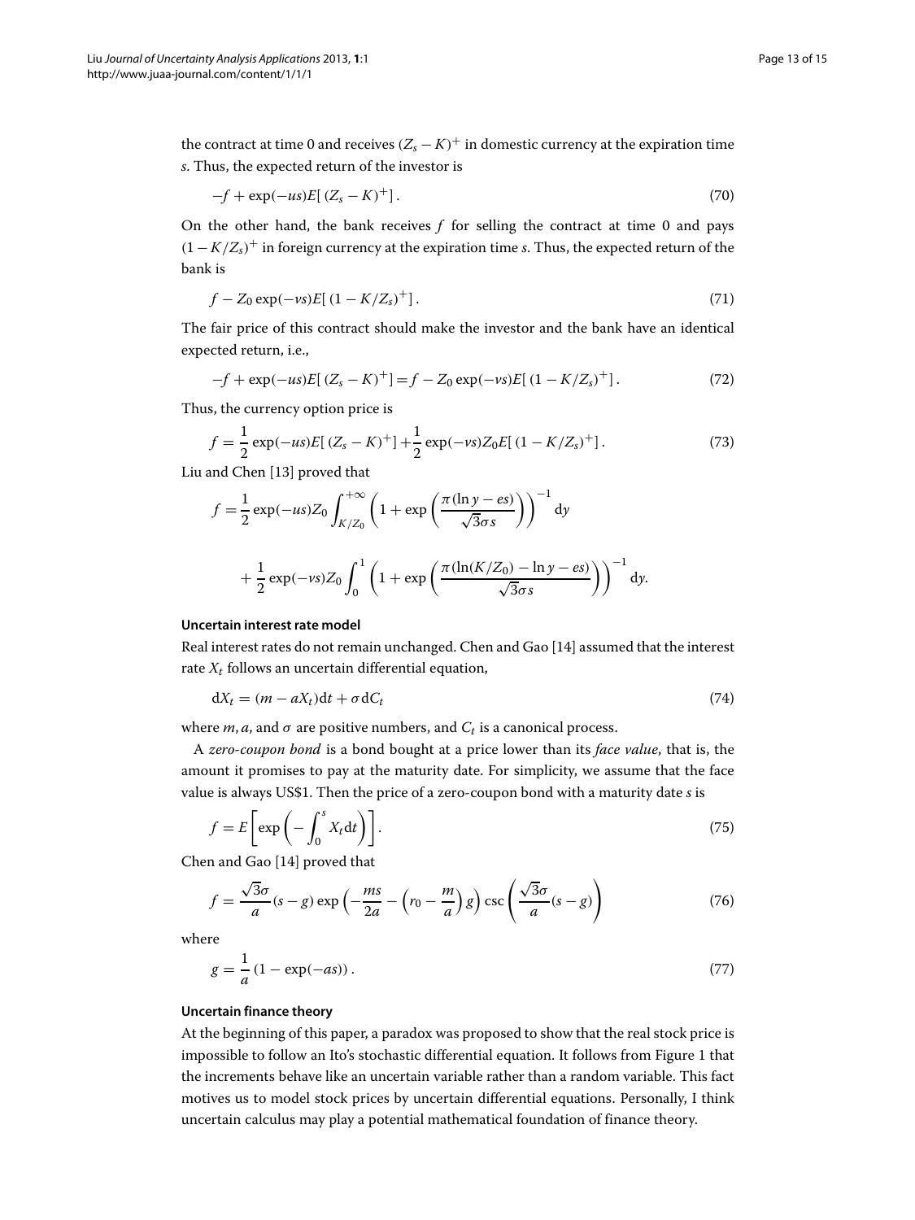the contract at time 0 and receives $(Z_s - K)^+$ in domestic currency at the expiration time $s$. Thus, the expected return of the investor is

$$-f + \exp(-us)E[\,(Z_s - K)^+]\,. \tag{70}$$

On the other hand, the bank receives $f$ for selling the contract at time 0 and pays $(1 - K/Z_s)^+$ in foreign currency at the expiration time $s$. Thus, the expected return of the bank is

$$f - Z_0 \exp(-vs)E[\,(1 - K/Z_s)^+]\,. \tag{71}$$

The fair price of this contract should make the investor and the bank have an identical expected return, i.e.,

$$-f + \exp(-us)E[\,(Z_s - K)^+] = f - Z_0 \exp(-vs)E[\,(1 - K/Z_s)^+]\,. \tag{72}$$

Thus, the currency option price is

$$f = \frac{1}{2}\exp(-us)E[\,(Z_s - K)^+] + \frac{1}{2}\exp(-vs)Z_0 E[\,(1 - K/Z_s)^+]\,. \tag{73}$$

Liu and Chen [13] proved that

$$f = \frac{1}{2}\exp(-us)Z_0 \int_{K/Z_0}^{+\infty} \left(1 + \exp\left(\frac{\pi(\ln y - es)}{\sqrt{3}\sigma s}\right)\right)^{-1} \mathrm{d}y$$

$$+ \frac{1}{2}\exp(-vs)Z_0 \int_0^1 \left(1 + \exp\left(\frac{\pi(\ln(K/Z_0) - \ln y - es)}{\sqrt{3}\sigma s}\right)\right)^{-1} \mathrm{d}y.$$

#### Uncertain interest rate model

Real interest rates do not remain unchanged. Chen and Gao [14] assumed that the interest rate $X_t$ follows an uncertain differential equation,

$$\mathrm{d}X_t = (m - aX_t)\mathrm{d}t + \sigma \mathrm{d}C_t \tag{74}$$

where $m, a$, and $\sigma$ are positive numbers, and $C_t$ is a canonical process.

A *zero-coupon bond* is a bond bought at a price lower than its *face value*, that is, the amount it promises to pay at the maturity date. For simplicity, we assume that the face value is always US$1. Then the price of a zero-coupon bond with a maturity date $s$ is

$$f = E\left[\exp\left(-\int_0^s X_t \mathrm{d}t\right)\right]. \tag{75}$$

Chen and Gao [14] proved that

$$f = \frac{\sqrt{3}\sigma}{a}(s - g)\exp\left(-\frac{ms}{2a} - \left(r_0 - \frac{m}{a}\right)g\right)\csc\left(\frac{\sqrt{3}\sigma}{a}(s - g)\right) \tag{76}$$

where

$$g = \frac{1}{a}\left(1 - \exp(-as)\right). \tag{77}$$

#### Uncertain finance theory

At the beginning of this paper, a paradox was proposed to show that the real stock price is impossible to follow an Ito's stochastic differential equation. It follows from Figure 1 that the increments behave like an uncertain variable rather than a random variable. This fact motives us to model stock prices by uncertain differential equations. Personally, I think uncertain calculus may play a potential mathematical foundation of finance theory.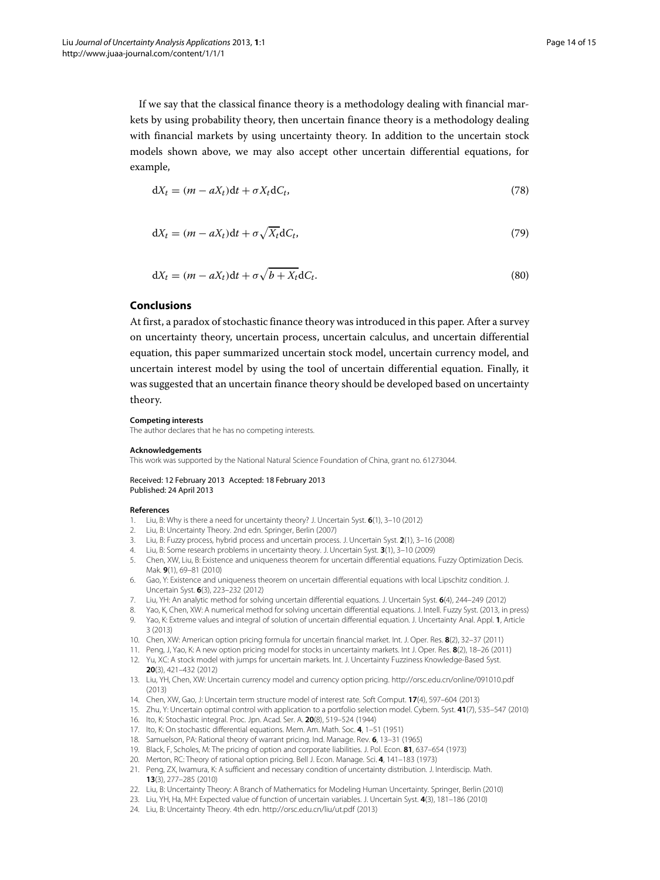If we say that the classical finance theory is a methodology dealing with financial markets by using probability theory, then uncertain finance theory is a methodology dealing with financial markets by using uncertainty theory. In addition to the uncertain stock models shown above, we may also accept other uncertain differential equations, for example,

$$\mathrm{d}X_t = (m - aX_t)\mathrm{d}t + \sigma X_t \mathrm{d}C_t, \tag{78}$$

$$\mathrm{d}X_t = (m - aX_t)\mathrm{d}t + \sigma \sqrt{X_t}\mathrm{d}C_t, \tag{79}$$

$$\mathrm{d}X_t = (m - aX_t)\mathrm{d}t + \sigma \sqrt{b + X_t}\mathrm{d}C_t. \tag{80}$$

## Conclusions

At first, a paradox of stochastic finance theory was introduced in this paper. After a survey on uncertainty theory, uncertain process, uncertain calculus, and uncertain differential equation, this paper summarized uncertain stock model, uncertain currency model, and uncertain interest model by using the tool of uncertain differential equation. Finally, it was suggested that an uncertain finance theory should be developed based on uncertainty theory.

#### Competing interests

The author declares that he has no competing interests.

#### Acknowledgements

This work was supported by the National Natural Science Foundation of China, grant no. 61273044.

Received: 12 February 2013 Accepted: 18 February 2013
Published: 24 April 2013

#### References

1. Liu, B: Why is there a need for uncertainty theory? J. Uncertain Syst. **6**(1), 3–10 (2012)
2. Liu, B: Uncertainty Theory. 2nd edn. Springer, Berlin (2007)
3. Liu, B: Fuzzy process, hybrid process and uncertain process. J. Uncertain Syst. **2**(1), 3–16 (2008)
4. Liu, B: Some research problems in uncertainty theory. J. Uncertain Syst. **3**(1), 3–10 (2009)
5. Chen, XW, Liu, B: Existence and uniqueness theorem for uncertain differential equations. Fuzzy Optimization Decis. Mak. **9**(1), 69–81 (2010)
6. Gao, Y: Existence and uniqueness theorem on uncertain differential equations with local Lipschitz condition. J. Uncertain Syst. **6**(3), 223–232 (2012)
7. Liu, YH: An analytic method for solving uncertain differential equations. J. Uncertain Syst. **6**(4), 244–249 (2012)
8. Yao, K, Chen, XW: A numerical method for solving uncertain differential equations. J. Intell. Fuzzy Syst. (2013, in press)
9. Yao, K: Extreme values and integral of solution of uncertain differential equation. J. Uncertainty Anal. Appl. **1**, Article 3 (2013)
10. Chen, XW: American option pricing formula for uncertain financial market. Int. J. Oper. Res. **8**(2), 32–37 (2011)
11. Peng, J, Yao, K: A new option pricing model for stocks in uncertainty markets. Int J. Oper. Res. **8**(2), 18–26 (2011)
12. Yu, XC: A stock model with jumps for uncertain markets. Int. J. Uncertainty Fuzziness Knowledge-Based Syst. **20**(3), 421–432 (2012)
13. Liu, YH, Chen, XW: Uncertain currency model and currency option pricing. http://orsc.edu.cn/online/091010.pdf (2013)
14. Chen, XW, Gao, J: Uncertain term structure model of interest rate. Soft Comput. **17**(4), 597–604 (2013)
15. Zhu, Y: Uncertain optimal control with application to a portfolio selection model. Cybern. Syst. **41**(7), 535–547 (2010)
16. Ito, K: Stochastic integral. Proc. Jpn. Acad. Ser. A. **20**(8), 519–524 (1944)
17. Ito, K: On stochastic differential equations. Mem. Am. Math. Soc. **4**, 1–51 (1951)
18. Samuelson, PA: Rational theory of warrant pricing. Ind. Manage. Rev. **6**, 13–31 (1965)
19. Black, F, Scholes, M: The pricing of option and corporate liabilities. J. Pol. Econ. **81**, 637–654 (1973)
20. Merton, RC: Theory of rational option pricing. Bell J. Econ. Manage. Sci. **4**, 141–183 (1973)
21. Peng, ZX, Iwamura, K: A sufficient and necessary condition of uncertainty distribution. J. Interdiscip. Math. **13**(3), 277–285 (2010)
22. Liu, B: Uncertainty Theory: A Branch of Mathematics for Modeling Human Uncertainty. Springer, Berlin (2010)
23. Liu, YH, Ha, MH: Expected value of function of uncertain variables. J. Uncertain Syst. **4**(3), 181–186 (2010)
24. Liu, B: Uncertainty Theory. 4th edn. http://orsc.edu.cn/liu/ut.pdf (2013)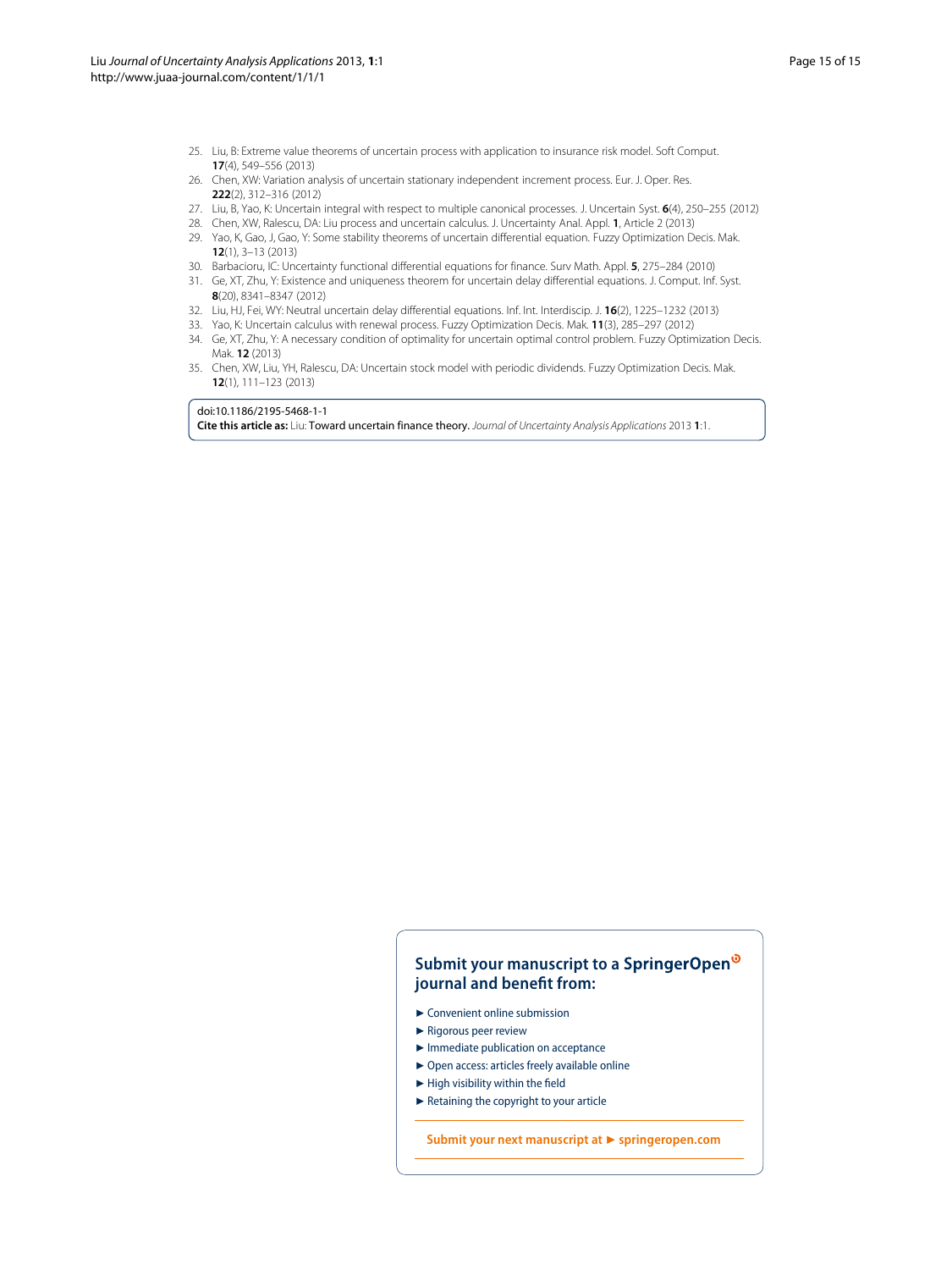25. Liu, B: Extreme value theorems of uncertain process with application to insurance risk model. Soft Comput. **17**(4), 549–556 (2013)
26. Chen, XW: Variation analysis of uncertain stationary independent increment process. Eur. J. Oper. Res. **222**(2), 312–316 (2012)
27. Liu, B, Yao, K: Uncertain integral with respect to multiple canonical processes. J. Uncertain Syst. **6**(4), 250–255 (2012)
28. Chen, XW, Ralescu, DA: Liu process and uncertain calculus. J. Uncertainty Anal. Appl. **1**, Article 2 (2013)
29. Yao, K, Gao, J, Gao, Y: Some stability theorems of uncertain differential equation. Fuzzy Optimization Decis. Mak. **12**(1), 3–13 (2013)
30. Barbacioru, IC: Uncertainty functional differential equations for finance. Surv Math. Appl. **5**, 275–284 (2010)
31. Ge, XT, Zhu, Y: Existence and uniqueness theorem for uncertain delay differential equations. J. Comput. Inf. Syst. **8**(20), 8341–8347 (2012)
32. Liu, HJ, Fei, WY: Neutral uncertain delay differential equations. Inf. Int. Interdiscip. J. **16**(2), 1225–1232 (2013)
33. Yao, K: Uncertain calculus with renewal process. Fuzzy Optimization Decis. Mak. **11**(3), 285–297 (2012)
34. Ge, XT, Zhu, Y: A necessary condition of optimality for uncertain optimal control problem. Fuzzy Optimization Decis. Mak. **12** (2013)
35. Chen, XW, Liu, YH, Ralescu, DA: Uncertain stock model with periodic dividends. Fuzzy Optimization Decis. Mak. **12**(1), 111–123 (2013)

doi:10.1186/2195-5468-1-1
**Cite this article as:** Liu: Toward uncertain finance theory. *Journal of Uncertainty Analysis Applications* 2013 **1**:1.

**Submit your manuscript to a SpringerOpen journal and benefit from:**

- ► Convenient online submission
- ► Rigorous peer review
- ► Immediate publication on acceptance
- ► Open access: articles freely available online
- ► High visibility within the field
- ► Retaining the copyright to your article

**Submit your next manuscript at ► springeropen.com**